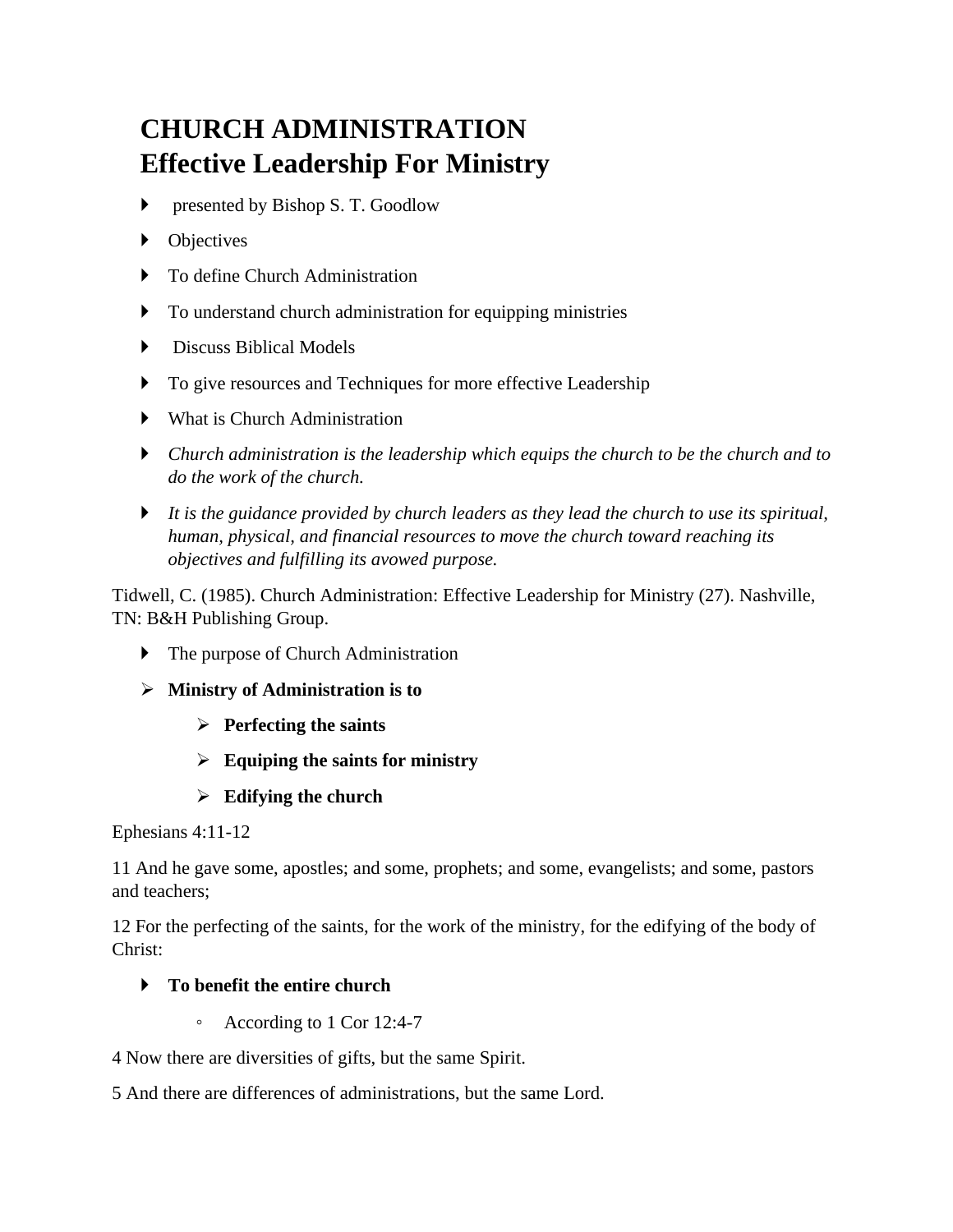# CHURCH ADMINISTRATION
# Effective Leadership For Ministry

- presented by Bishop S. T. Goodlow
- Objectives
- To define Church Administration
- To understand church administration for equipping ministries
- Discuss Biblical Models
- To give resources and Techniques for more effective Leadership
- What is Church Administration
- *Church administration is the leadership which equips the church to be the church and to do the work of the church.*
- *It is the guidance provided by church leaders as they lead the church to use its spiritual, human, physical, and financial resources to move the church toward reaching its objectives and fulfilling its avowed purpose.*

Tidwell, C. (1985). Church Administration: Effective Leadership for Ministry (27). Nashville, TN: B&H Publishing Group.

- The purpose of Church Administration
- **Ministry of Administration is to**
  - **Perfecting the saints**
  - **Equiping the saints for ministry**
  - **Edifying the church**

Ephesians 4:11-12

11 And he gave some, apostles; and some, prophets; and some, evangelists; and some, pastors and teachers;

12 For the perfecting of the saints, for the work of the ministry, for the edifying of the body of Christ:

- **To benefit the entire church**
  - According to 1 Cor 12:4-7

4 Now there are diversities of gifts, but the same Spirit.

5 And there are differences of administrations, but the same Lord.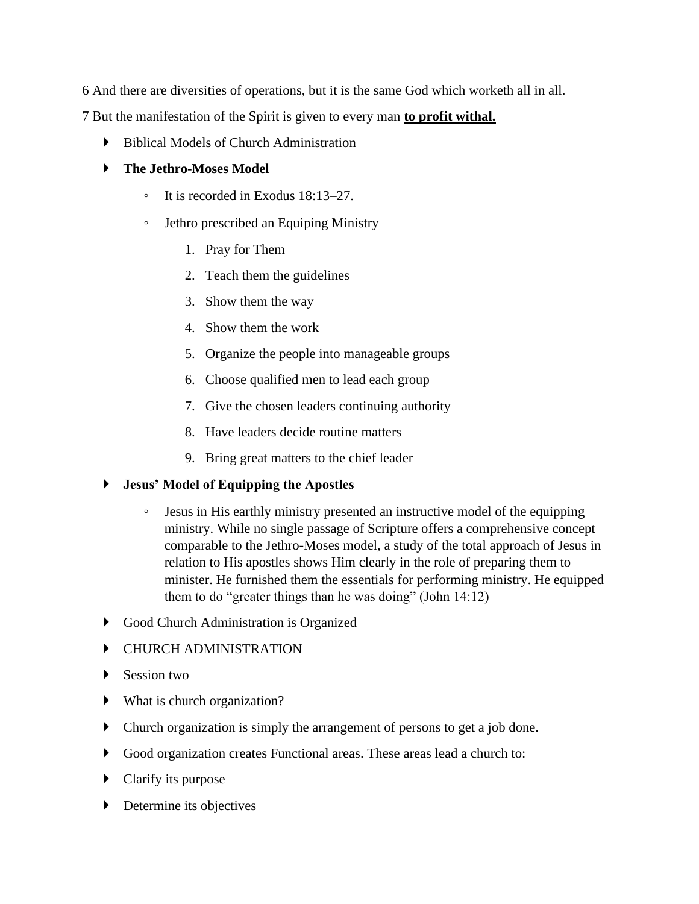6 And there are diversities of operations, but it is the same God which worketh all in all.

7 But the manifestation of the Spirit is given to every man **to profit withal.**

- Biblical Models of Church Administration
- **The Jethro-Moses Model**
  - It is recorded in Exodus 18:13–27.
  - Jethro prescribed an Equiping Ministry
    1. Pray for Them
    2. Teach them the guidelines
    3. Show them the way
    4. Show them the work
    5. Organize the people into manageable groups
    6. Choose qualified men to lead each group
    7. Give the chosen leaders continuing authority
    8. Have leaders decide routine matters
    9. Bring great matters to the chief leader
- **Jesus' Model of Equipping the Apostles**
  - Jesus in His earthly ministry presented an instructive model of the equipping ministry. While no single passage of Scripture offers a comprehensive concept comparable to the Jethro-Moses model, a study of the total approach of Jesus in relation to His apostles shows Him clearly in the role of preparing them to minister. He furnished them the essentials for performing ministry. He equipped them to do "greater things than he was doing" (John 14:12)
- Good Church Administration is Organized
- CHURCH ADMINISTRATION
- Session two
- What is church organization?
- Church organization is simply the arrangement of persons to get a job done.
- Good organization creates Functional areas. These areas lead a church to:
- Clarify its purpose
- Determine its objectives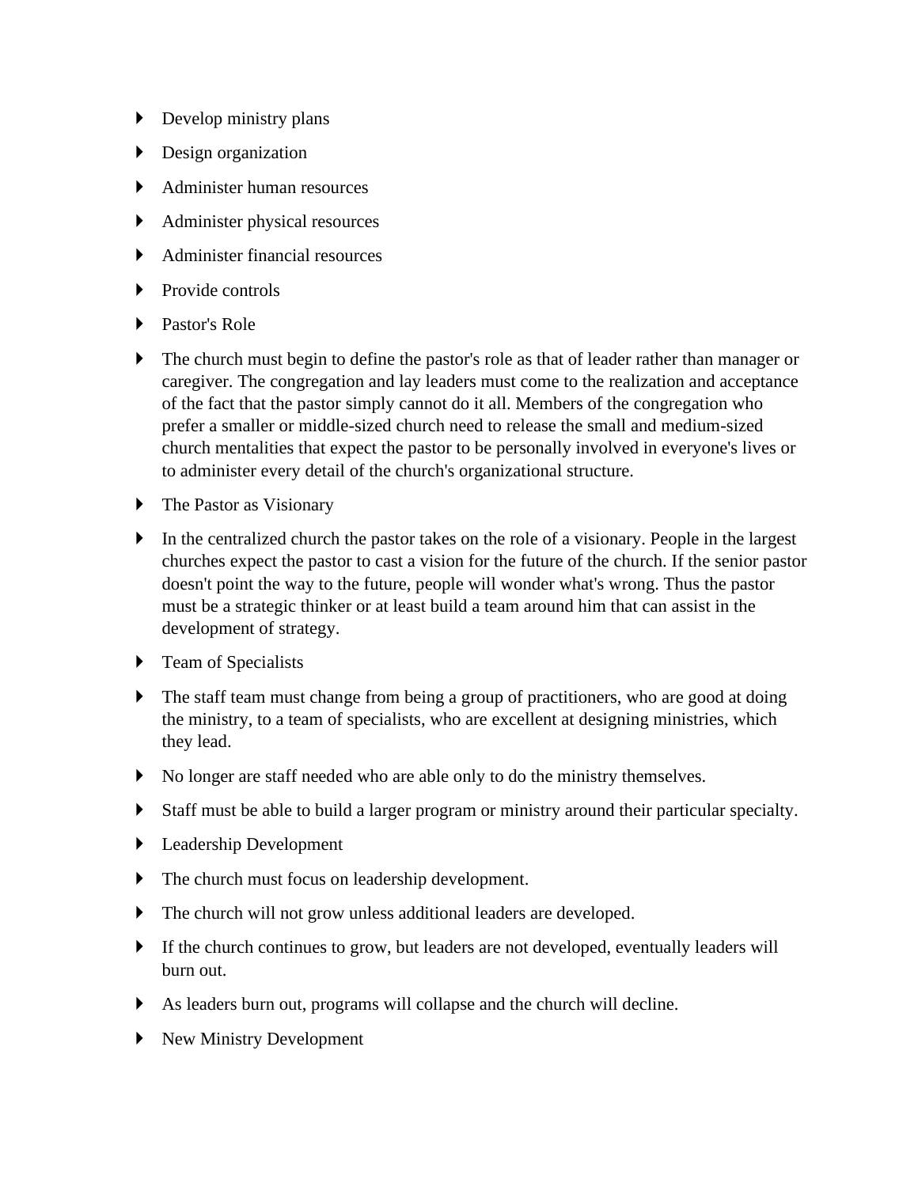- Develop ministry plans
- Design organization
- Administer human resources
- Administer physical resources
- Administer financial resources
- Provide controls
- Pastor's Role
- The church must begin to define the pastor's role as that of leader rather than manager or caregiver. The congregation and lay leaders must come to the realization and acceptance of the fact that the pastor simply cannot do it all. Members of the congregation who prefer a smaller or middle-sized church need to release the small and medium-sized church mentalities that expect the pastor to be personally involved in everyone's lives or to administer every detail of the church's organizational structure.
- The Pastor as Visionary
- In the centralized church the pastor takes on the role of a visionary. People in the largest churches expect the pastor to cast a vision for the future of the church. If the senior pastor doesn't point the way to the future, people will wonder what's wrong. Thus the pastor must be a strategic thinker or at least build a team around him that can assist in the development of strategy.
- Team of Specialists
- The staff team must change from being a group of practitioners, who are good at doing the ministry, to a team of specialists, who are excellent at designing ministries, which they lead.
- No longer are staff needed who are able only to do the ministry themselves.
- Staff must be able to build a larger program or ministry around their particular specialty.
- Leadership Development
- The church must focus on leadership development.
- The church will not grow unless additional leaders are developed.
- If the church continues to grow, but leaders are not developed, eventually leaders will burn out.
- As leaders burn out, programs will collapse and the church will decline.
- New Ministry Development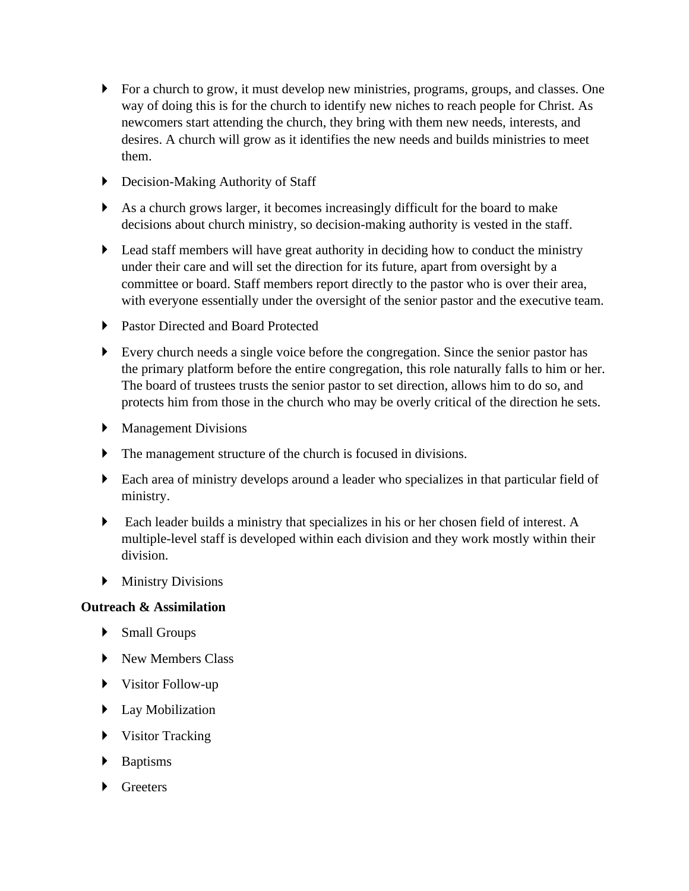- For a church to grow, it must develop new ministries, programs, groups, and classes. One way of doing this is for the church to identify new niches to reach people for Christ. As newcomers start attending the church, they bring with them new needs, interests, and desires. A church will grow as it identifies the new needs and builds ministries to meet them.
- Decision-Making Authority of Staff
- As a church grows larger, it becomes increasingly difficult for the board to make decisions about church ministry, so decision-making authority is vested in the staff.
- Lead staff members will have great authority in deciding how to conduct the ministry under their care and will set the direction for its future, apart from oversight by a committee or board. Staff members report directly to the pastor who is over their area, with everyone essentially under the oversight of the senior pastor and the executive team.
- Pastor Directed and Board Protected
- Every church needs a single voice before the congregation. Since the senior pastor has the primary platform before the entire congregation, this role naturally falls to him or her. The board of trustees trusts the senior pastor to set direction, allows him to do so, and protects him from those in the church who may be overly critical of the direction he sets.
- Management Divisions
- The management structure of the church is focused in divisions.
- Each area of ministry develops around a leader who specializes in that particular field of ministry.
- Each leader builds a ministry that specializes in his or her chosen field of interest. A multiple-level staff is developed within each division and they work mostly within their division.
- Ministry Divisions

**Outreach & Assimilation**

- Small Groups
- New Members Class
- Visitor Follow-up
- Lay Mobilization
- Visitor Tracking
- Baptisms
- Greeters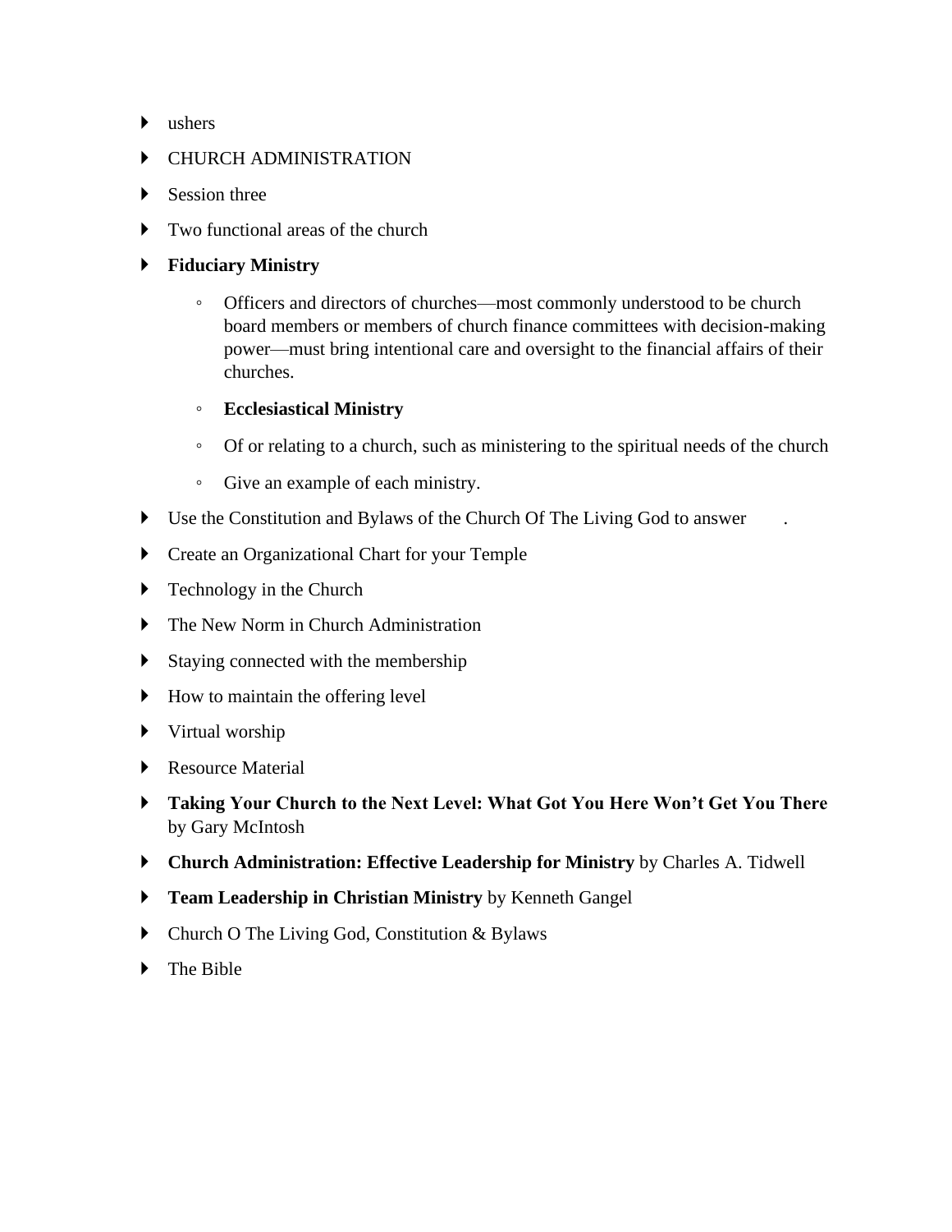- ushers
- CHURCH ADMINISTRATION
- Session three
- Two functional areas of the church
- **Fiduciary Ministry**
    - Officers and directors of churches—most commonly understood to be church board members or members of church finance committees with decision-making power—must bring intentional care and oversight to the financial affairs of their churches.
    - **Ecclesiastical Ministry**
    - Of or relating to a church, such as ministering to the spiritual needs of the church
    - Give an example of each ministry.
- Use the Constitution and Bylaws of the Church Of The Living God to answer .
- Create an Organizational Chart for your Temple
- Technology in the Church
- The New Norm in Church Administration
- Staying connected with the membership
- How to maintain the offering level
- Virtual worship
- Resource Material
- **Taking Your Church to the Next Level: What Got You Here Won't Get You There** by Gary McIntosh
- **Church Administration: Effective Leadership for Ministry** by Charles A. Tidwell
- **Team Leadership in Christian Ministry** by Kenneth Gangel
- Church O The Living God, Constitution & Bylaws
- The Bible